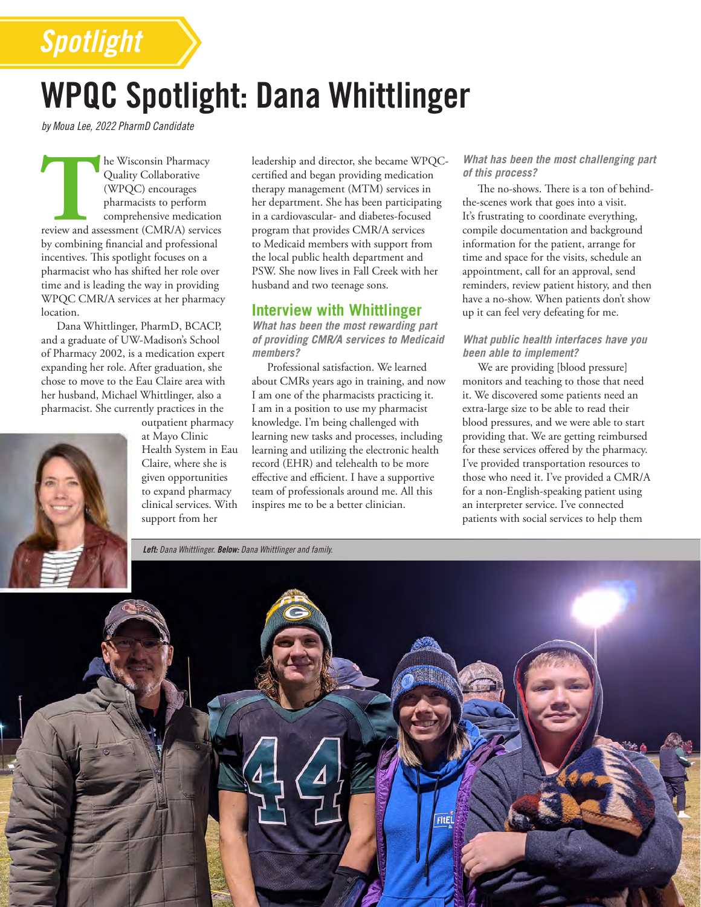Spotlight

# WPQC Spotlight: Dana Whittlinger

*by Moua Lee, 2022 PharmD Candidate*

The Wisconsin Pharmacy Quality Collaborative (WPQC) encourages pharmacists to perform comprehensive medication review and assessment (CMR/A) services by combining financial and professional incentives. This spotlight focuses on a pharmacist who has shifted her role over time and is leading the way in providing WPQC CMR/A services at her pharmacy location.

Dana Whittlinger, PharmD, BCACP, and a graduate of UW-Madison's School of Pharmacy 2002, is a medication expert expanding her role. After graduation, she chose to move to the Eau Claire area with her husband, Michael Whittlinger, also a pharmacist. She currently practices in the outpatient pharmacy at Mayo Clinic Health System in Eau Claire, where she is given opportunities to expand pharmacy clinical services. With support from her leadership and director, she became WPQC-certified and began providing medication therapy management (MTM) services in her department. She has been participating in a cardiovascular- and diabetes-focused program that provides CMR/A services to Medicaid members with support from the local public health department and PSW. She now lives in Fall Creek with her husband and two teenage sons.

## Interview with Whittlinger

***What has been the most rewarding part of providing CMR/A services to Medicaid members?***

Professional satisfaction. We learned about CMRs years ago in training, and now I am one of the pharmacists practicing it. I am in a position to use my pharmacist knowledge. I'm being challenged with learning new tasks and processes, including learning and utilizing the electronic health record (EHR) and telehealth to be more effective and efficient. I have a supportive team of professionals around me. All this inspires me to be a better clinician.

***What has been the most challenging part of this process?***

The no-shows. There is a ton of behind-the-scenes work that goes into a visit. It's frustrating to coordinate everything, compile documentation and background information for the patient, arrange for time and space for the visits, schedule an appointment, call for an approval, send reminders, review patient history, and then have a no-show. When patients don't show up it can feel very defeating for me.

***What public health interfaces have you been able to implement?***

We are providing [blood pressure] monitors and teaching to those that need it. We discovered some patients need an extra-large size to be able to read their blood pressures, and we were able to start providing that. We are getting reimbursed for these services offered by the pharmacy. I've provided transportation resources to those who need it. I've provided a CMR/A for a non-English-speaking patient using an interpreter service. I've connected patients with social services to help them

***Left:*** *Dana Whittlinger.* ***Below:*** *Dana Whittlinger and family.*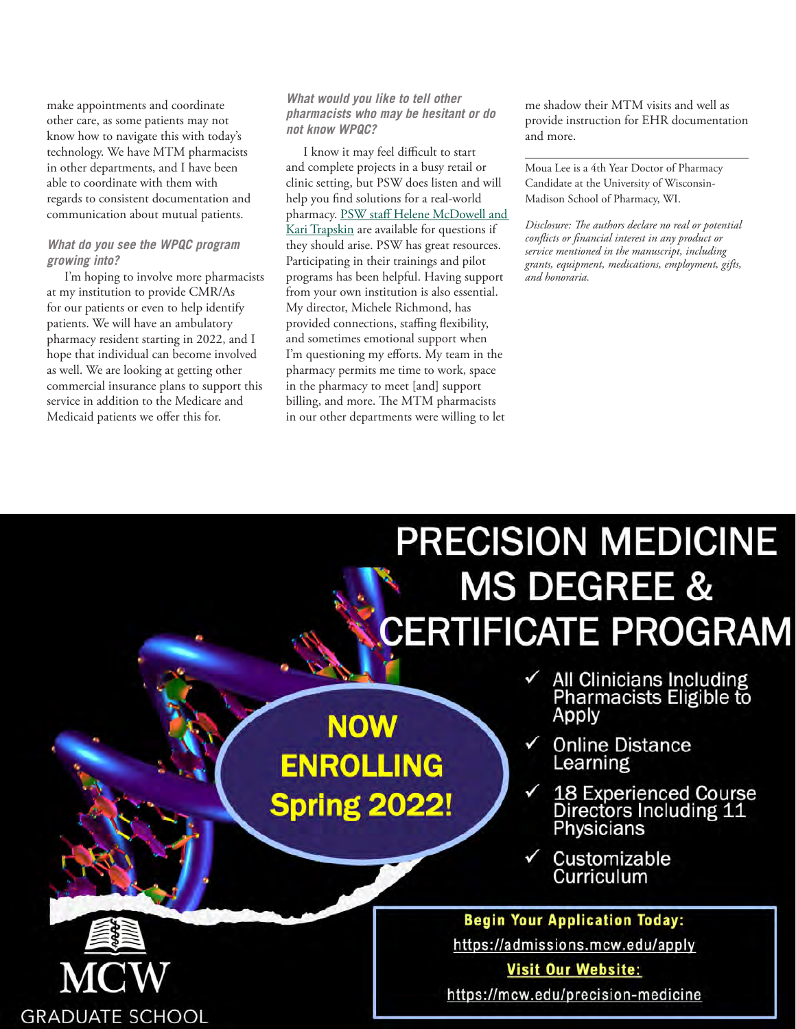make appointments and coordinate other care, as some patients may not know how to navigate this with today's technology. We have MTM pharmacists in other departments, and I have been able to coordinate with them with regards to consistent documentation and communication about mutual patients.

***What do you see the WPQC program growing into?***

I'm hoping to involve more pharmacists at my institution to provide CMR/As for our patients or even to help identify patients. We will have an ambulatory pharmacy resident starting in 2022, and I hope that individual can become involved as well. We are looking at getting other commercial insurance plans to support this service in addition to the Medicare and Medicaid patients we offer this for.

***What would you like to tell other pharmacists who may be hesitant or do not know WPQC?***

I know it may feel difficult to start and complete projects in a busy retail or clinic setting, but PSW does listen and will help you find solutions for a real-world pharmacy. PSW staff Helene McDowell and Kari Trapskin are available for questions if they should arise. PSW has great resources. Participating in their trainings and pilot programs has been helpful. Having support from your own institution is also essential. My director, Michele Richmond, has provided connections, staffing flexibility, and sometimes emotional support when I'm questioning my efforts. My team in the pharmacy permits me time to work, space in the pharmacy to meet [and] support billing, and more. The MTM pharmacists in our other departments were willing to let me shadow their MTM visits and well as provide instruction for EHR documentation and more.

---

Moua Lee is a 4th Year Doctor of Pharmacy Candidate at the University of Wisconsin-Madison School of Pharmacy, WI.

*Disclosure: The authors declare no real or potential conflicts or financial interest in any product or service mentioned in the manuscript, including grants, equipment, medications, employment, gifts, and honoraria.*

# PRECISION MEDICINE MS DEGREE & CERTIFICATE PROGRAM

**NOW ENROLLING Spring 2022!**

- ✓ All Clinicians Including Pharmacists Eligible to Apply
- ✓ Online Distance Learning
- ✓ 18 Experienced Course Directors Including 11 Physicians
- ✓ Customizable Curriculum

**Begin Your Application Today:**
https://admissions.mcw.edu/apply

**Visit Our Website:**
https://mcw.edu/precision-medicine

MCW GRADUATE SCHOOL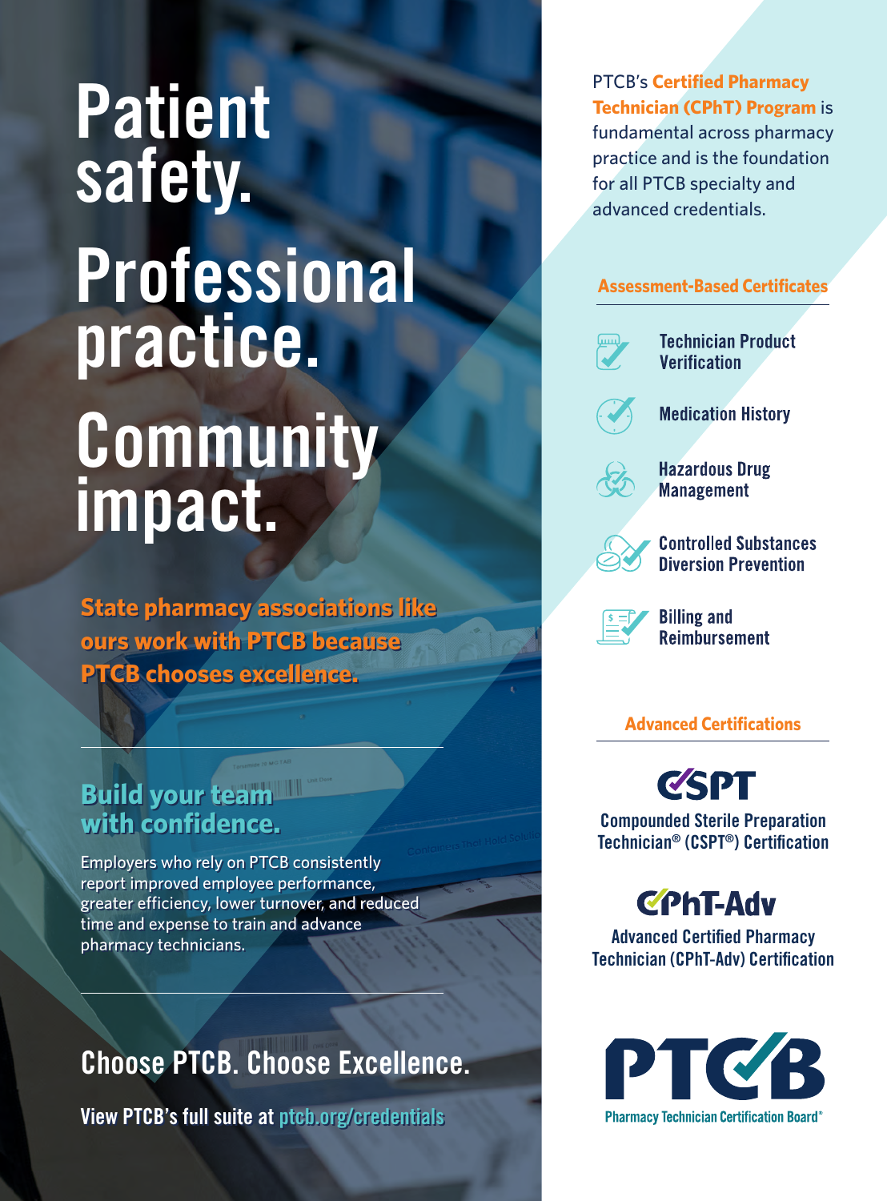# Patient safety.

# Professional practice.

# Community impact.

**State pharmacy associations like ours work with PTCB because PTCB chooses excellence.**

## Build your team with confidence.

Employers who rely on PTCB consistently report improved employee performance, greater efficiency, lower turnover, and reduced time and expense to train and advance pharmacy technicians.

## Choose PTCB. Choose Excellence.

View PTCB's full suite at ptcb.org/credentials

PTCB's **Certified Pharmacy Technician (CPhT) Program** is fundamental across pharmacy practice and is the foundation for all PTCB specialty and advanced credentials.

### Assessment-Based Certificates

- Technician Product Verification
- Medication History
- Hazardous Drug Management
- Controlled Substances Diversion Prevention
- Billing and Reimbursement

### Advanced Certifications

**CSPT**

Compounded Sterile Preparation Technician® (CSPT®) Certification

**CPhT-Adv**

Advanced Certified Pharmacy Technician (CPhT-Adv) Certification

**PTCB**

Pharmacy Technician Certification Board®